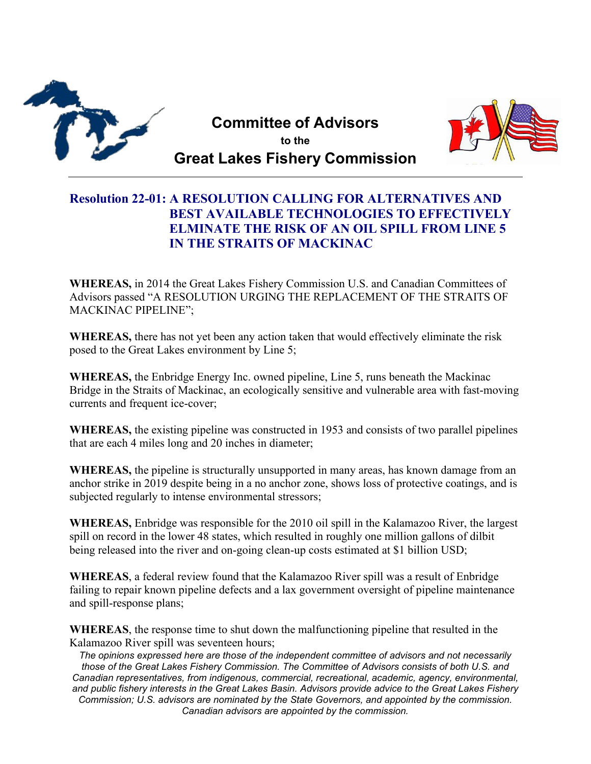# Committee of Advisors
to the
## Great Lakes Fishery Commission

### Resolution 22-01: A RESOLUTION CALLING FOR ALTERNATIVES AND BEST AVAILABLE TECHNOLOGIES TO EFFECTIVELY ELMINATE THE RISK OF AN OIL SPILL FROM LINE 5 IN THE STRAITS OF MACKINAC

**WHEREAS,** in 2014 the Great Lakes Fishery Commission U.S. and Canadian Committees of Advisors passed "A RESOLUTION URGING THE REPLACEMENT OF THE STRAITS OF MACKINAC PIPELINE";

**WHEREAS,** there has not yet been any action taken that would effectively eliminate the risk posed to the Great Lakes environment by Line 5;

**WHEREAS,** the Enbridge Energy Inc. owned pipeline, Line 5, runs beneath the Mackinac Bridge in the Straits of Mackinac, an ecologically sensitive and vulnerable area with fast-moving currents and frequent ice-cover;

**WHEREAS,** the existing pipeline was constructed in 1953 and consists of two parallel pipelines that are each 4 miles long and 20 inches in diameter;

**WHEREAS,** the pipeline is structurally unsupported in many areas, has known damage from an anchor strike in 2019 despite being in a no anchor zone, shows loss of protective coatings, and is subjected regularly to intense environmental stressors;

**WHEREAS,** Enbridge was responsible for the 2010 oil spill in the Kalamazoo River, the largest spill on record in the lower 48 states, which resulted in roughly one million gallons of dilbit being released into the river and on-going clean-up costs estimated at $1 billion USD;

**WHEREAS**, a federal review found that the Kalamazoo River spill was a result of Enbridge failing to repair known pipeline defects and a lax government oversight of pipeline maintenance and spill-response plans;

**WHEREAS**, the response time to shut down the malfunctioning pipeline that resulted in the Kalamazoo River spill was seventeen hours;

*The opinions expressed here are those of the independent committee of advisors and not necessarily those of the Great Lakes Fishery Commission. The Committee of Advisors consists of both U.S. and Canadian representatives, from indigenous, commercial, recreational, academic, agency, environmental, and public fishery interests in the Great Lakes Basin. Advisors provide advice to the Great Lakes Fishery Commission; U.S. advisors are nominated by the State Governors, and appointed by the commission. Canadian advisors are appointed by the commission.*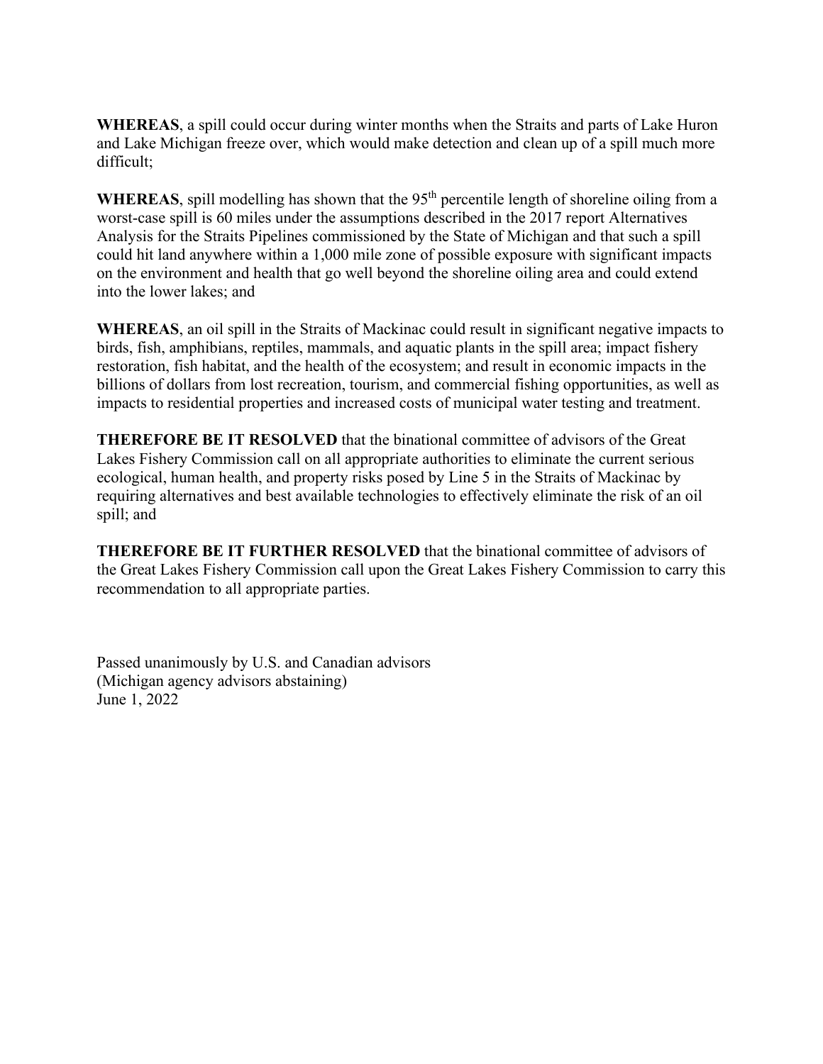**WHEREAS**, a spill could occur during winter months when the Straits and parts of Lake Huron and Lake Michigan freeze over, which would make detection and clean up of a spill much more difficult;

**WHEREAS**, spill modelling has shown that the 95th percentile length of shoreline oiling from a worst-case spill is 60 miles under the assumptions described in the 2017 report Alternatives Analysis for the Straits Pipelines commissioned by the State of Michigan and that such a spill could hit land anywhere within a 1,000 mile zone of possible exposure with significant impacts on the environment and health that go well beyond the shoreline oiling area and could extend into the lower lakes; and

**WHEREAS**, an oil spill in the Straits of Mackinac could result in significant negative impacts to birds, fish, amphibians, reptiles, mammals, and aquatic plants in the spill area; impact fishery restoration, fish habitat, and the health of the ecosystem; and result in economic impacts in the billions of dollars from lost recreation, tourism, and commercial fishing opportunities, as well as impacts to residential properties and increased costs of municipal water testing and treatment.

**THEREFORE BE IT RESOLVED** that the binational committee of advisors of the Great Lakes Fishery Commission call on all appropriate authorities to eliminate the current serious ecological, human health, and property risks posed by Line 5 in the Straits of Mackinac by requiring alternatives and best available technologies to effectively eliminate the risk of an oil spill; and

**THEREFORE BE IT FURTHER RESOLVED** that the binational committee of advisors of the Great Lakes Fishery Commission call upon the Great Lakes Fishery Commission to carry this recommendation to all appropriate parties.

Passed unanimously by U.S. and Canadian advisors
(Michigan agency advisors abstaining)
June 1, 2022